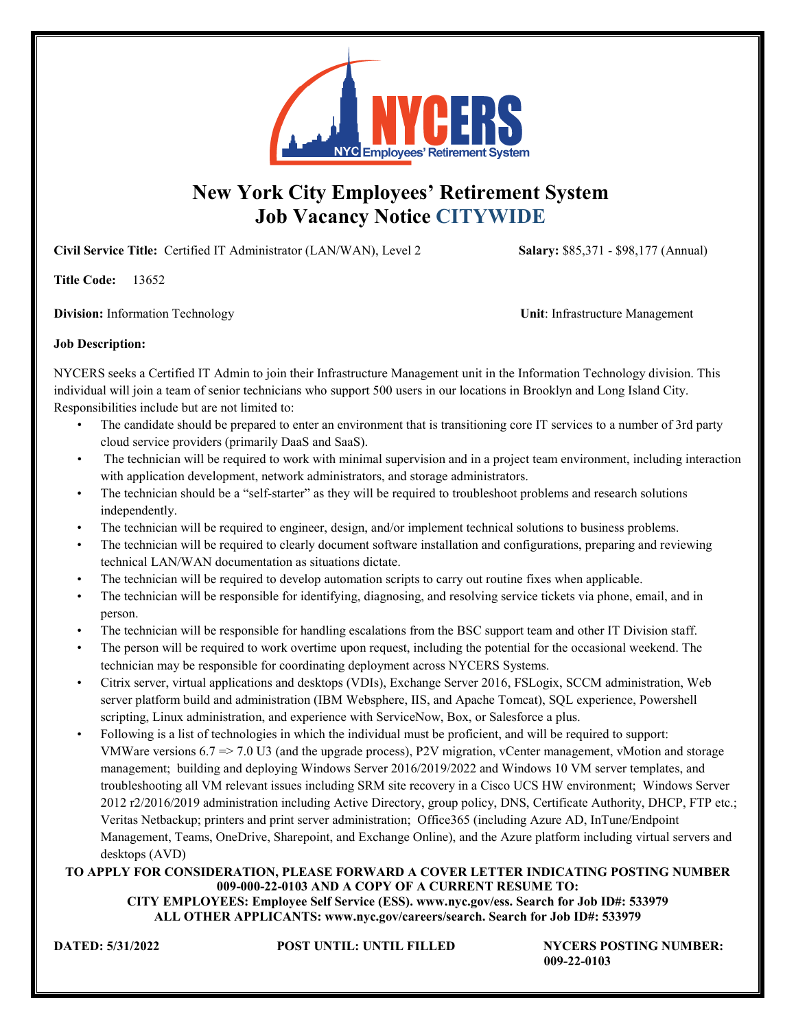# New York City Employees' Retirement System
## Job Vacancy Notice CITYWIDE

**Civil Service Title:** Certified IT Administrator (LAN/WAN), Level 2 **Salary:** $85,371 - $98,177 (Annual)

**Title Code:** 13652

**Division:** Information Technology **Unit**: Infrastructure Management

**Job Description:**

NYCERS seeks a Certified IT Admin to join their Infrastructure Management unit in the Information Technology division. This individual will join a team of senior technicians who support 500 users in our locations in Brooklyn and Long Island City. Responsibilities include but are not limited to:

- The candidate should be prepared to enter an environment that is transitioning core IT services to a number of 3rd party cloud service providers (primarily DaaS and SaaS).
- The technician will be required to work with minimal supervision and in a project team environment, including interaction with application development, network administrators, and storage administrators.
- The technician should be a "self-starter" as they will be required to troubleshoot problems and research solutions independently.
- The technician will be required to engineer, design, and/or implement technical solutions to business problems.
- The technician will be required to clearly document software installation and configurations, preparing and reviewing technical LAN/WAN documentation as situations dictate.
- The technician will be required to develop automation scripts to carry out routine fixes when applicable.
- The technician will be responsible for identifying, diagnosing, and resolving service tickets via phone, email, and in person.
- The technician will be responsible for handling escalations from the BSC support team and other IT Division staff.
- The person will be required to work overtime upon request, including the potential for the occasional weekend. The technician may be responsible for coordinating deployment across NYCERS Systems.
- Citrix server, virtual applications and desktops (VDIs), Exchange Server 2016, FSLogix, SCCM administration, Web server platform build and administration (IBM Websphere, IIS, and Apache Tomcat), SQL experience, Powershell scripting, Linux administration, and experience with ServiceNow, Box, or Salesforce a plus.
- Following is a list of technologies in which the individual must be proficient, and will be required to support: VMWare versions 6.7 => 7.0 U3 (and the upgrade process), P2V migration, vCenter management, vMotion and storage management; building and deploying Windows Server 2016/2019/2022 and Windows 10 VM server templates, and troubleshooting all VM relevant issues including SRM site recovery in a Cisco UCS HW environment; Windows Server 2012 r2/2016/2019 administration including Active Directory, group policy, DNS, Certificate Authority, DHCP, FTP etc.; Veritas Netbackup; printers and print server administration; Office365 (including Azure AD, InTune/Endpoint Management, Teams, OneDrive, Sharepoint, and Exchange Online), and the Azure platform including virtual servers and desktops (AVD)

**TO APPLY FOR CONSIDERATION, PLEASE FORWARD A COVER LETTER INDICATING POSTING NUMBER 009-000-22-0103 AND A COPY OF A CURRENT RESUME TO:**
**CITY EMPLOYEES: Employee Self Service (ESS). www.nyc.gov/ess. Search for Job ID#: 533979**
**ALL OTHER APPLICANTS: www.nyc.gov/careers/search. Search for Job ID#: 533979**

**DATED: 5/31/2022** **POST UNTIL: UNTIL FILLED** **NYCERS POSTING NUMBER: 009-22-0103**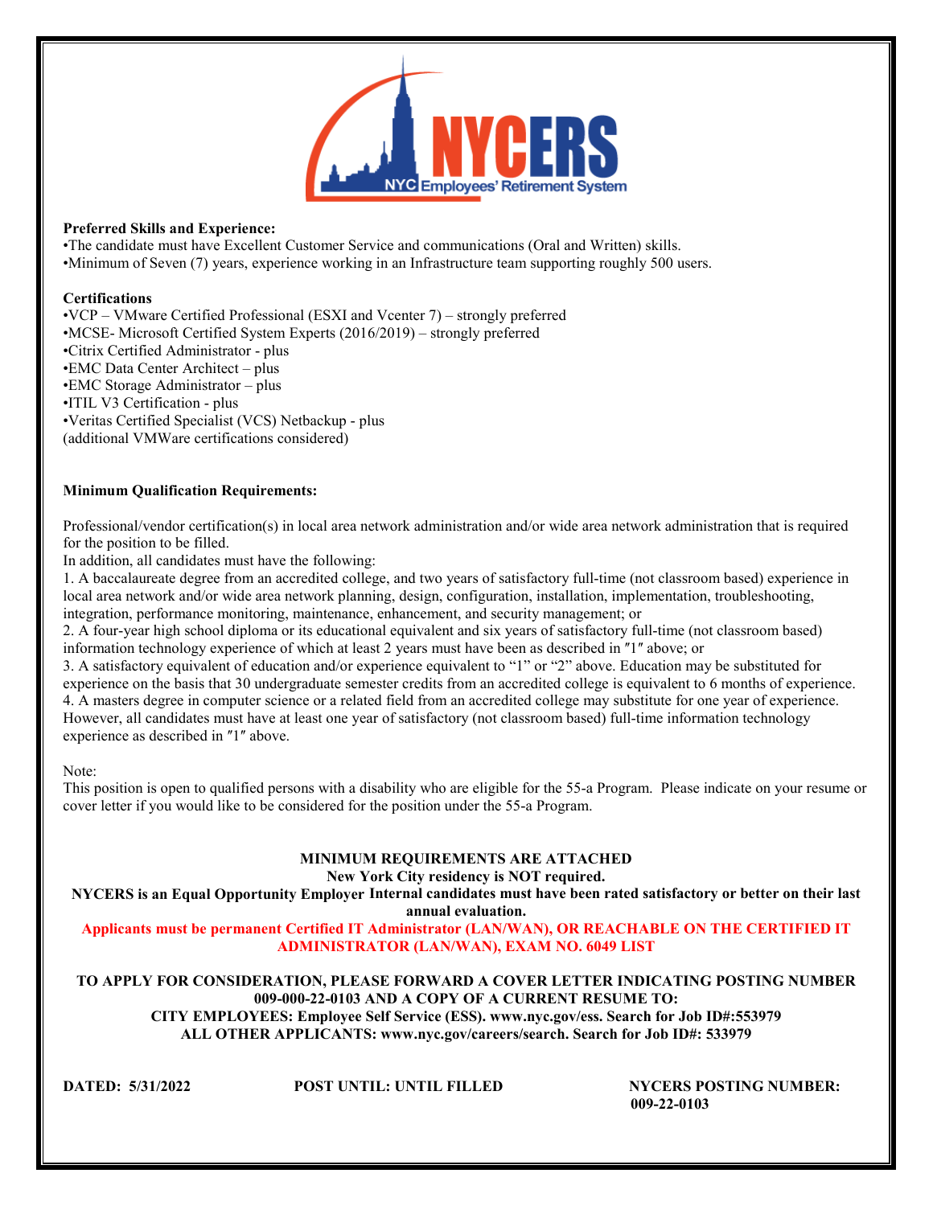**Preferred Skills and Experience:**

•The candidate must have Excellent Customer Service and communications (Oral and Written) skills.
•Minimum of Seven (7) years, experience working in an Infrastructure team supporting roughly 500 users.

**Certifications**

•VCP – VMware Certified Professional (ESXI and Vcenter 7) – strongly preferred
•MCSE- Microsoft Certified System Experts (2016/2019) – strongly preferred
•Citrix Certified Administrator - plus
•EMC Data Center Architect – plus
•EMC Storage Administrator – plus
•ITIL V3 Certification - plus
•Veritas Certified Specialist (VCS) Netbackup - plus
(additional VMWare certifications considered)

**Minimum Qualification Requirements:**

Professional/vendor certification(s) in local area network administration and/or wide area network administration that is required for the position to be filled.
In addition, all candidates must have the following:

1. A baccalaureate degree from an accredited college, and two years of satisfactory full-time (not classroom based) experience in local area network and/or wide area network planning, design, configuration, installation, implementation, troubleshooting, integration, performance monitoring, maintenance, enhancement, and security management; or
2. A four-year high school diploma or its educational equivalent and six years of satisfactory full-time (not classroom based) information technology experience of which at least 2 years must have been as described in ″1″ above; or
3. A satisfactory equivalent of education and/or experience equivalent to "1" or "2" above. Education may be substituted for experience on the basis that 30 undergraduate semester credits from an accredited college is equivalent to 6 months of experience.
4. A masters degree in computer science or a related field from an accredited college may substitute for one year of experience. However, all candidates must have at least one year of satisfactory (not classroom based) full-time information technology experience as described in ″1″ above.

Note:
This position is open to qualified persons with a disability who are eligible for the 55-a Program. Please indicate on your resume or cover letter if you would like to be considered for the position under the 55-a Program.

**MINIMUM REQUIREMENTS ARE ATTACHED**
**New York City residency is NOT required.**
**NYCERS is an Equal Opportunity Employer Internal candidates must have been rated satisfactory or better on their last annual evaluation.**
**Applicants must be permanent Certified IT Administrator (LAN/WAN), OR REACHABLE ON THE CERTIFIED IT ADMINISTRATOR (LAN/WAN), EXAM NO. 6049 LIST**

**TO APPLY FOR CONSIDERATION, PLEASE FORWARD A COVER LETTER INDICATING POSTING NUMBER 009-000-22-0103 AND A COPY OF A CURRENT RESUME TO:**
**CITY EMPLOYEES: Employee Self Service (ESS). www.nyc.gov/ess. Search for Job ID#:553979**
**ALL OTHER APPLICANTS: www.nyc.gov/careers/search. Search for Job ID#: 533979**

**DATED: 5/31/2022** **POST UNTIL: UNTIL FILLED** **NYCERS POSTING NUMBER: 009-22-0103**